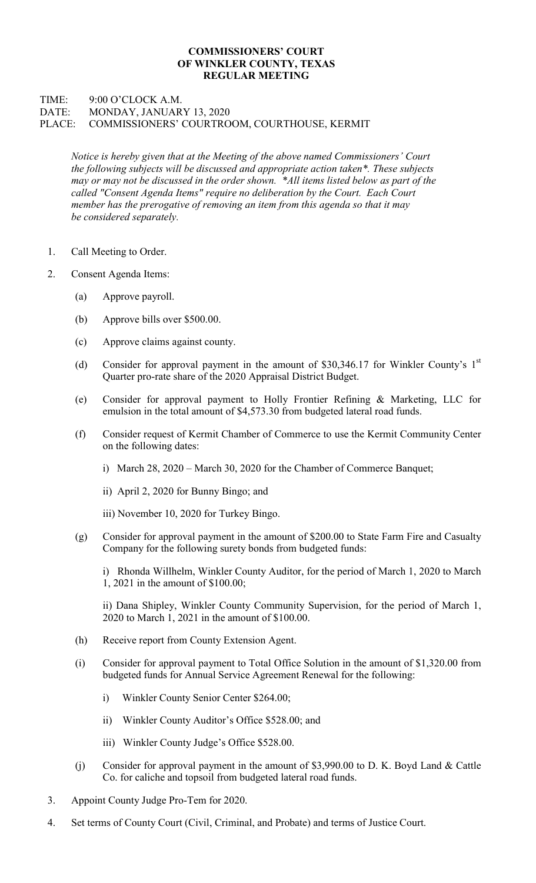# COMMISSIONERS' COURT
# OF WINKLER COUNTY, TEXAS
# REGULAR MEETING

TIME: 9:00 O'CLOCK A.M.
DATE: MONDAY, JANUARY 13, 2020
PLACE: COMMISSIONERS' COURTROOM, COURTHOUSE, KERMIT

*Notice is hereby given that at the Meeting of the above named Commissioners' Court the following subjects will be discussed and appropriate action taken*. These subjects may or may not be discussed in the order shown. *All items listed below as part of the called "Consent Agenda Items" require no deliberation by the Court. Each Court member has the prerogative of removing an item from this agenda so that it may be considered separately.*

1. Call Meeting to Order.

2. Consent Agenda Items:

   (a) Approve payroll.

   (b) Approve bills over $500.00.

   (c) Approve claims against county.

   (d) Consider for approval payment in the amount of $30,346.17 for Winkler County's 1st Quarter pro-rate share of the 2020 Appraisal District Budget.

   (e) Consider for approval payment to Holly Frontier Refining & Marketing, LLC for emulsion in the total amount of $4,573.30 from budgeted lateral road funds.

   (f) Consider request of Kermit Chamber of Commerce to use the Kermit Community Center on the following dates:

      i) March 28, 2020 – March 30, 2020 for the Chamber of Commerce Banquet;

      ii) April 2, 2020 for Bunny Bingo; and

      iii) November 10, 2020 for Turkey Bingo.

   (g) Consider for approval payment in the amount of $200.00 to State Farm Fire and Casualty Company for the following surety bonds from budgeted funds:

      i) Rhonda Willhelm, Winkler County Auditor, for the period of March 1, 2020 to March 1, 2021 in the amount of $100.00;

      ii) Dana Shipley, Winkler County Community Supervision, for the period of March 1, 2020 to March 1, 2021 in the amount of $100.00.

   (h) Receive report from County Extension Agent.

   (i) Consider for approval payment to Total Office Solution in the amount of $1,320.00 from budgeted funds for Annual Service Agreement Renewal for the following:

      i) Winkler County Senior Center $264.00;

      ii) Winkler County Auditor's Office $528.00; and

      iii) Winkler County Judge's Office $528.00.

   (j) Consider for approval payment in the amount of $3,990.00 to D. K. Boyd Land & Cattle Co. for caliche and topsoil from budgeted lateral road funds.

3. Appoint County Judge Pro-Tem for 2020.

4. Set terms of County Court (Civil, Criminal, and Probate) and terms of Justice Court.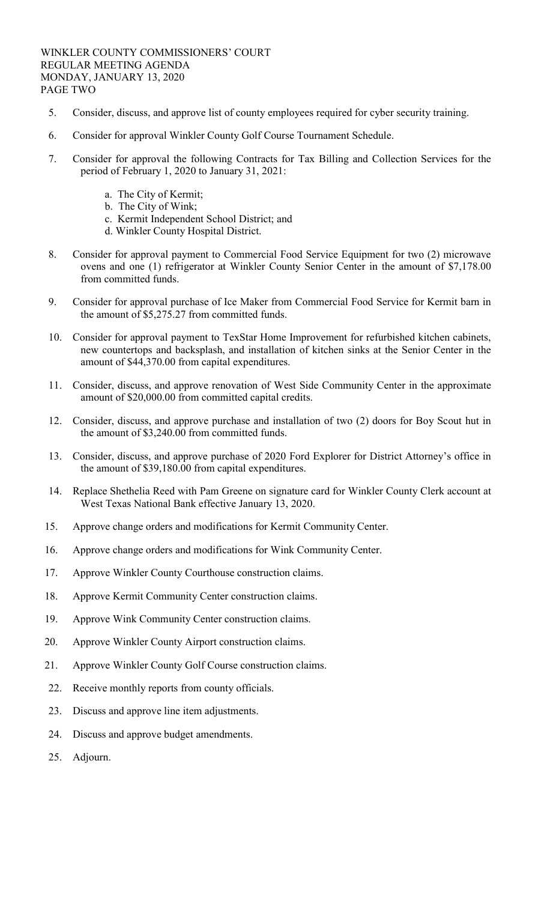WINKLER COUNTY COMMISSIONERS' COURT
REGULAR MEETING AGENDA
MONDAY, JANUARY 13, 2020
PAGE TWO

5. Consider, discuss, and approve list of county employees required for cyber security training.

6. Consider for approval Winkler County Golf Course Tournament Schedule.

7. Consider for approval the following Contracts for Tax Billing and Collection Services for the period of February 1, 2020 to January 31, 2021:

   a. The City of Kermit;
   b. The City of Wink;
   c. Kermit Independent School District; and
   d. Winkler County Hospital District.

8. Consider for approval payment to Commercial Food Service Equipment for two (2) microwave ovens and one (1) refrigerator at Winkler County Senior Center in the amount of $7,178.00 from committed funds.

9. Consider for approval purchase of Ice Maker from Commercial Food Service for Kermit barn in the amount of $5,275.27 from committed funds.

10. Consider for approval payment to TexStar Home Improvement for refurbished kitchen cabinets, new countertops and backsplash, and installation of kitchen sinks at the Senior Center in the amount of $44,370.00 from capital expenditures.

11. Consider, discuss, and approve renovation of West Side Community Center in the approximate amount of $20,000.00 from committed capital credits.

12. Consider, discuss, and approve purchase and installation of two (2) doors for Boy Scout hut in the amount of $3,240.00 from committed funds.

13. Consider, discuss, and approve purchase of 2020 Ford Explorer for District Attorney's office in the amount of $39,180.00 from capital expenditures.

14. Replace Shethelia Reed with Pam Greene on signature card for Winkler County Clerk account at West Texas National Bank effective January 13, 2020.

15. Approve change orders and modifications for Kermit Community Center.

16. Approve change orders and modifications for Wink Community Center.

17. Approve Winkler County Courthouse construction claims.

18. Approve Kermit Community Center construction claims.

19. Approve Wink Community Center construction claims.

20. Approve Winkler County Airport construction claims.

21. Approve Winkler County Golf Course construction claims.

22. Receive monthly reports from county officials.

23. Discuss and approve line item adjustments.

24. Discuss and approve budget amendments.

25. Adjourn.